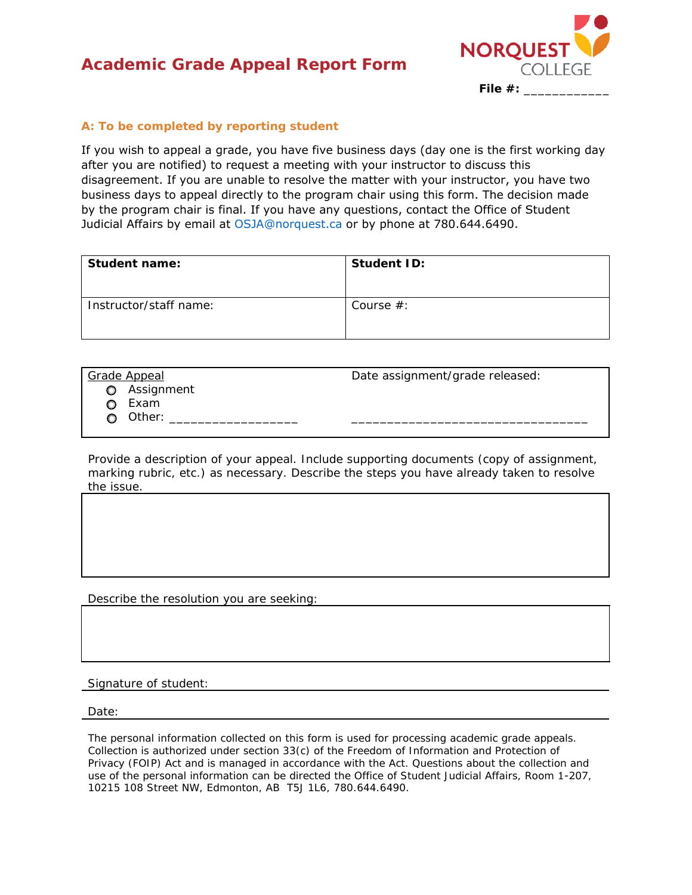# Academic Grade Appeal Report Form

NORQUEST COLLEGE

**File #:** ___________

### A: To be completed by reporting student

If you wish to appeal a grade, you have five business days (day one is the first working day after you are notified) to request a meeting with your instructor to discuss this disagreement. If you are unable to resolve the matter with your instructor, you have two business days to appeal directly to the program chair using this form. The decision made by the program chair is final. If you have any questions, contact the Office of Student Judicial Affairs by email at OSJA@norquest.ca or by phone at 780.644.6490.

| **Student name:** | **Student ID:** |
|---|---|
| Instructor/staff name: | Course #: |

| Grade Appeal | Date assignment/grade released: |
|---|---|
| ○ Assignment<br>○ Exam<br>○ Other: _________________ | _________________________________ |

Provide a description of your appeal. Include supporting documents (copy of assignment, marking rubric, etc.) as necessary. Describe the steps you have already taken to resolve the issue.

| |
|---|
| |

Describe the resolution you are seeking:

| |
|---|
| |

Signature of student: ______________________________

Date: ______________________________

The personal information collected on this form is used for processing academic grade appeals. Collection is authorized under section 33(c) of the Freedom of Information and Protection of Privacy (FOIP) Act and is managed in accordance with the Act. Questions about the collection and use of the personal information can be directed the Office of Student Judicial Affairs, Room 1-207, 10215 108 Street NW, Edmonton, AB T5J 1L6, 780.644.6490.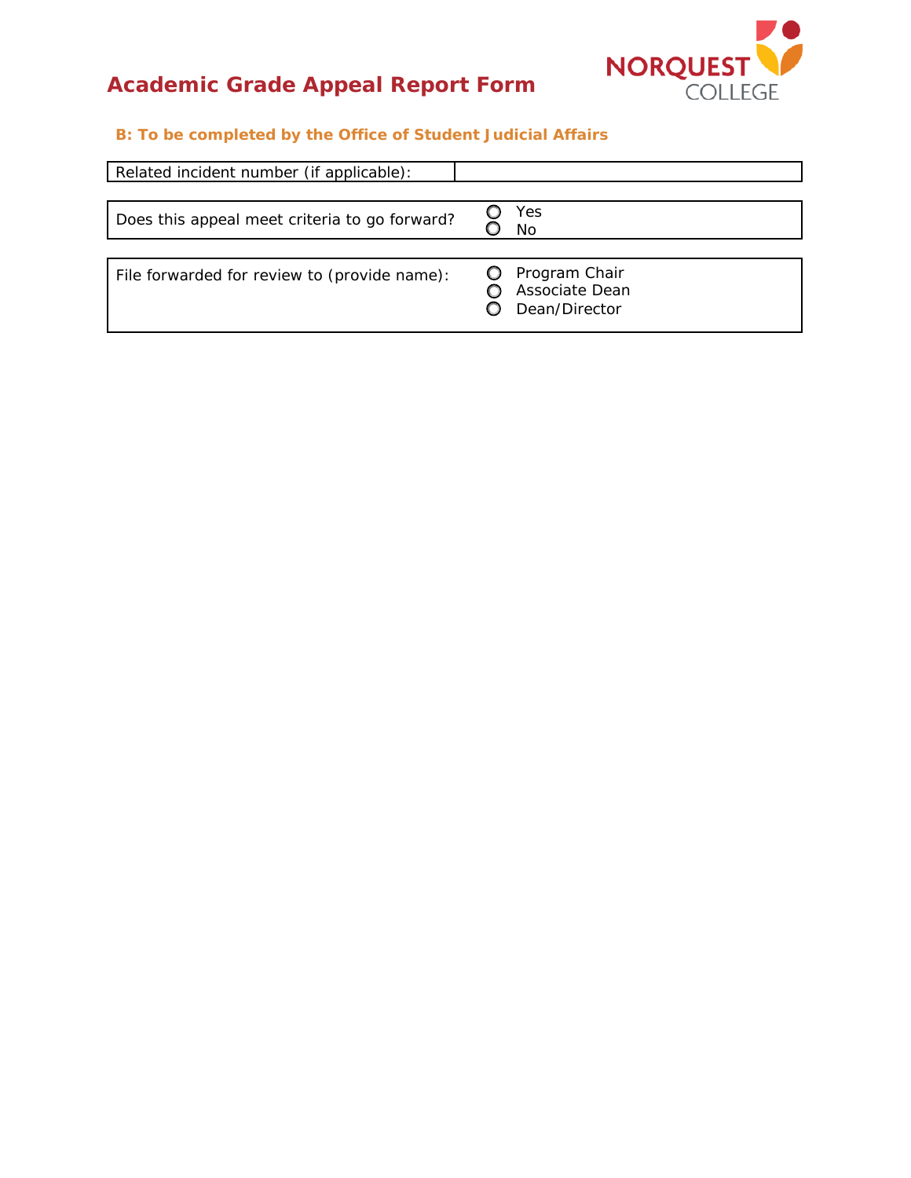# Academic Grade Appeal Report Form

NORQUEST COLLEGE

### B: To be completed by the Office of Student Judicial Affairs

| | |
|---|---|
| Related incident number (if applicable): | |

| | |
|---|---|
| Does this appeal meet criteria to go forward? | ○ Yes<br>○ No |

| | |
|---|---|
| File forwarded for review to (provide name): | ○ Program Chair<br>○ Associate Dean<br>○ Dean/Director |